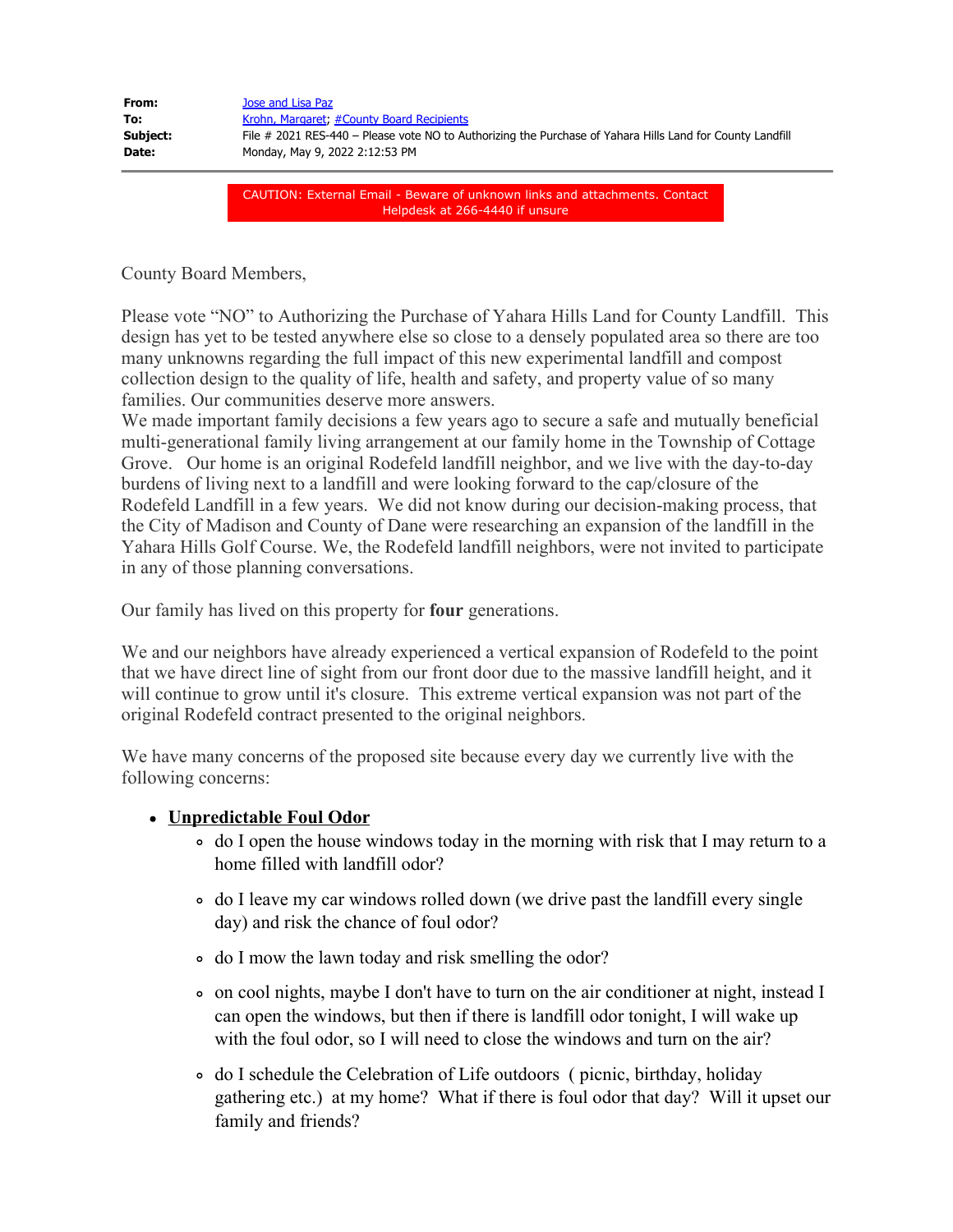| | |
|---|---|
| **From:** | Jose and Lisa Paz |
| **To:** | Krohn, Margaret; #County Board Recipients |
| **Subject:** | File # 2021 RES-440 – Please vote NO to Authorizing the Purchase of Yahara Hills Land for County Landfill |
| **Date:** | Monday, May 9, 2022 2:12:53 PM |

CAUTION: External Email - Beware of unknown links and attachments. Contact Helpdesk at 266-4440 if unsure

County Board Members,

Please vote "NO" to Authorizing the Purchase of Yahara Hills Land for County Landfill. This design has yet to be tested anywhere else so close to a densely populated area so there are too many unknowns regarding the full impact of this new experimental landfill and compost collection design to the quality of life, health and safety, and property value of so many families. Our communities deserve more answers.
We made important family decisions a few years ago to secure a safe and mutually beneficial multi-generational family living arrangement at our family home in the Township of Cottage Grove. Our home is an original Rodefeld landfill neighbor, and we live with the day-to-day burdens of living next to a landfill and were looking forward to the cap/closure of the Rodefeld Landfill in a few years. We did not know during our decision-making process, that the City of Madison and County of Dane were researching an expansion of the landfill in the Yahara Hills Golf Course. We, the Rodefeld landfill neighbors, were not invited to participate in any of those planning conversations.

Our family has lived on this property for **four** generations.

We and our neighbors have already experienced a vertical expansion of Rodefeld to the point that we have direct line of sight from our front door due to the massive landfill height, and it will continue to grow until it's closure. This extreme vertical expansion was not part of the original Rodefeld contract presented to the original neighbors.

We have many concerns of the proposed site because every day we currently live with the following concerns:

- **Unpredictable Foul Odor**
  - do I open the house windows today in the morning with risk that I may return to a home filled with landfill odor?
  - do I leave my car windows rolled down (we drive past the landfill every single day) and risk the chance of foul odor?
  - do I mow the lawn today and risk smelling the odor?
  - on cool nights, maybe I don't have to turn on the air conditioner at night, instead I can open the windows, but then if there is landfill odor tonight, I will wake up with the foul odor, so I will need to close the windows and turn on the air?
  - do I schedule the Celebration of Life outdoors ( picnic, birthday, holiday gathering etc.) at my home? What if there is foul odor that day? Will it upset our family and friends?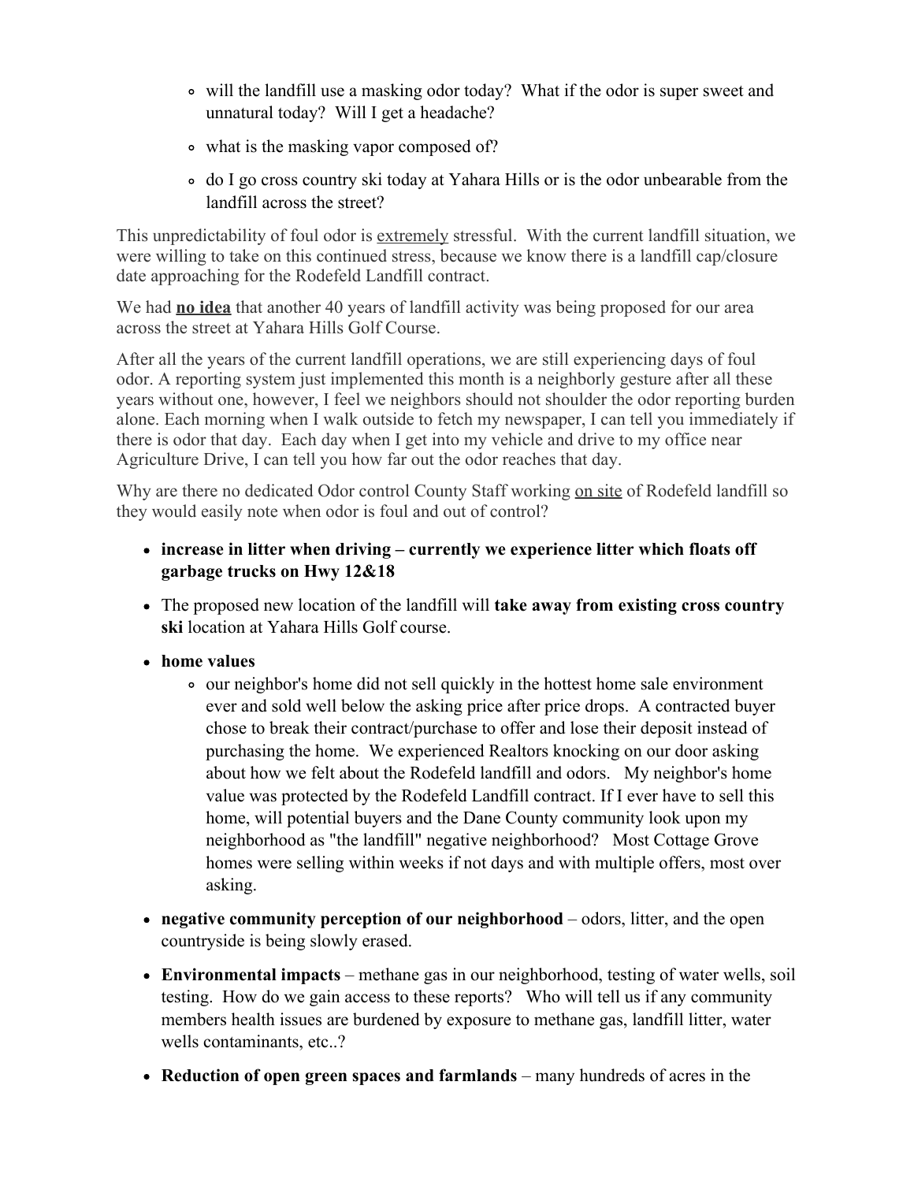- will the landfill use a masking odor today? What if the odor is super sweet and unnatural today? Will I get a headache?
  - what is the masking vapor composed of?
  - do I go cross country ski today at Yahara Hills or is the odor unbearable from the landfill across the street?

This unpredictability of foul odor is <u>extremely</u> stressful. With the current landfill situation, we were willing to take on this continued stress, because we know there is a landfill cap/closure date approaching for the Rodefeld Landfill contract.

We had <u>**no idea**</u> that another 40 years of landfill activity was being proposed for our area across the street at Yahara Hills Golf Course.

After all the years of the current landfill operations, we are still experiencing days of foul odor. A reporting system just implemented this month is a neighborly gesture after all these years without one, however, I feel we neighbors should not shoulder the odor reporting burden alone. Each morning when I walk outside to fetch my newspaper, I can tell you immediately if there is odor that day. Each day when I get into my vehicle and drive to my office near Agriculture Drive, I can tell you how far out the odor reaches that day.

Why are there no dedicated Odor control County Staff working <u>on site</u> of Rodefeld landfill so they would easily note when odor is foul and out of control?

- **increase in litter when driving – currently we experience litter which floats off garbage trucks on Hwy 12&18**
- The proposed new location of the landfill will **take away from existing cross country ski** location at Yahara Hills Golf course.
- **home values**
  - our neighbor's home did not sell quickly in the hottest home sale environment ever and sold well below the asking price after price drops. A contracted buyer chose to break their contract/purchase to offer and lose their deposit instead of purchasing the home. We experienced Realtors knocking on our door asking about how we felt about the Rodefeld landfill and odors. My neighbor's home value was protected by the Rodefeld Landfill contract. If I ever have to sell this home, will potential buyers and the Dane County community look upon my neighborhood as "the landfill" negative neighborhood? Most Cottage Grove homes were selling within weeks if not days and with multiple offers, most over asking.
- **negative community perception of our neighborhood** – odors, litter, and the open countryside is being slowly erased.
- **Environmental impacts** – methane gas in our neighborhood, testing of water wells, soil testing. How do we gain access to these reports? Who will tell us if any community members health issues are burdened by exposure to methane gas, landfill litter, water wells contaminants, etc..?
- **Reduction of open green spaces and farmlands** – many hundreds of acres in the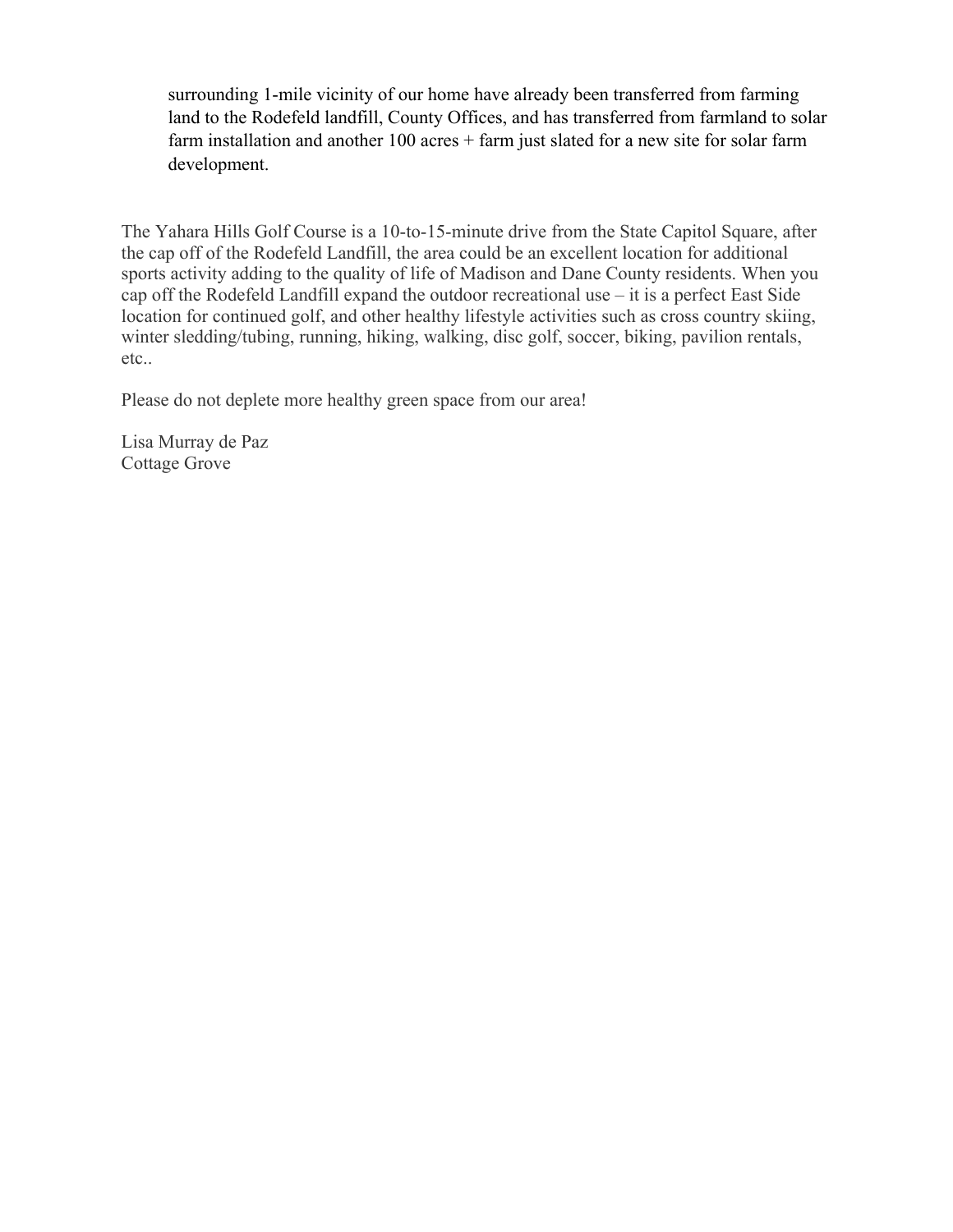surrounding 1-mile vicinity of our home have already been transferred from farming land to the Rodefeld landfill, County Offices, and has transferred from farmland to solar farm installation and another 100 acres + farm just slated for a new site for solar farm development.

The Yahara Hills Golf Course is a 10-to-15-minute drive from the State Capitol Square, after the cap off of the Rodefeld Landfill, the area could be an excellent location for additional sports activity adding to the quality of life of Madison and Dane County residents. When you cap off the Rodefeld Landfill expand the outdoor recreational use – it is a perfect East Side location for continued golf, and other healthy lifestyle activities such as cross country skiing, winter sledding/tubing, running, hiking, walking, disc golf, soccer, biking, pavilion rentals, etc..

Please do not deplete more healthy green space from our area!

Lisa Murray de Paz
Cottage Grove